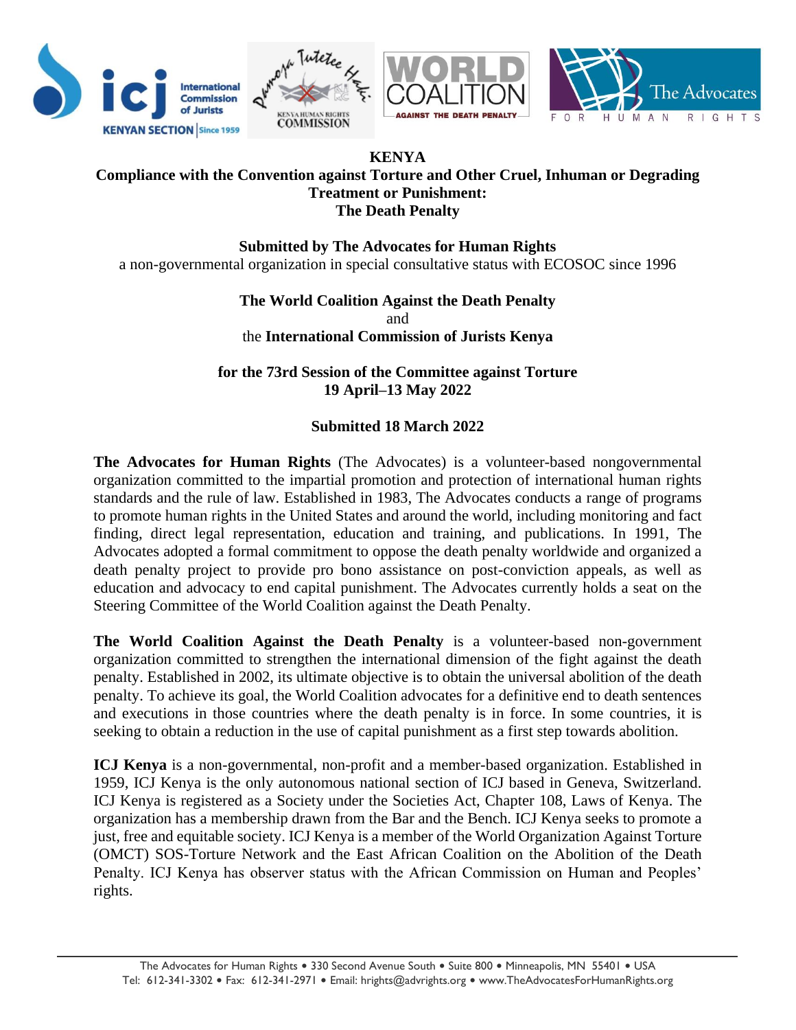**KENYA**

**Compliance with the Convention against Torture and Other Cruel, Inhuman or Degrading Treatment or Punishment:**

**The Death Penalty**

**Submitted by The Advocates for Human Rights**

a non-governmental organization in special consultative status with ECOSOC since 1996

**The World Coalition Against the Death Penalty**

and

the **International Commission of Jurists Kenya**

**for the 73rd Session of the Committee against Torture**

**19 April–13 May 2022**

**Submitted 18 March 2022**

**The Advocates for Human Rights** (The Advocates) is a volunteer-based nongovernmental organization committed to the impartial promotion and protection of international human rights standards and the rule of law. Established in 1983, The Advocates conducts a range of programs to promote human rights in the United States and around the world, including monitoring and fact finding, direct legal representation, education and training, and publications. In 1991, The Advocates adopted a formal commitment to oppose the death penalty worldwide and organized a death penalty project to provide pro bono assistance on post-conviction appeals, as well as education and advocacy to end capital punishment. The Advocates currently holds a seat on the Steering Committee of the World Coalition against the Death Penalty.

**The World Coalition Against the Death Penalty** is a volunteer-based non-government organization committed to strengthen the international dimension of the fight against the death penalty. Established in 2002, its ultimate objective is to obtain the universal abolition of the death penalty. To achieve its goal, the World Coalition advocates for a definitive end to death sentences and executions in those countries where the death penalty is in force. In some countries, it is seeking to obtain a reduction in the use of capital punishment as a first step towards abolition.

**ICJ Kenya** is a non-governmental, non-profit and a member-based organization. Established in 1959, ICJ Kenya is the only autonomous national section of ICJ based in Geneva, Switzerland. ICJ Kenya is registered as a Society under the Societies Act, Chapter 108, Laws of Kenya. The organization has a membership drawn from the Bar and the Bench. ICJ Kenya seeks to promote a just, free and equitable society. ICJ Kenya is a member of the World Organization Against Torture (OMCT) SOS-Torture Network and the East African Coalition on the Abolition of the Death Penalty. ICJ Kenya has observer status with the African Commission on Human and Peoples' rights.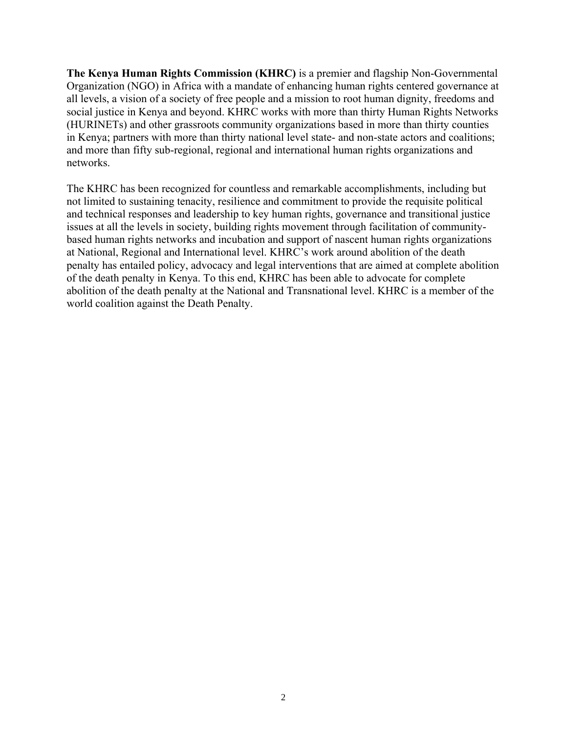**The Kenya Human Rights Commission (KHRC)** is a premier and flagship Non-Governmental Organization (NGO) in Africa with a mandate of enhancing human rights centered governance at all levels, a vision of a society of free people and a mission to root human dignity, freedoms and social justice in Kenya and beyond. KHRC works with more than thirty Human Rights Networks (HURINETs) and other grassroots community organizations based in more than thirty counties in Kenya; partners with more than thirty national level state- and non-state actors and coalitions; and more than fifty sub-regional, regional and international human rights organizations and networks.

The KHRC has been recognized for countless and remarkable accomplishments, including but not limited to sustaining tenacity, resilience and commitment to provide the requisite political and technical responses and leadership to key human rights, governance and transitional justice issues at all the levels in society, building rights movement through facilitation of community-based human rights networks and incubation and support of nascent human rights organizations at National, Regional and International level. KHRC's work around abolition of the death penalty has entailed policy, advocacy and legal interventions that are aimed at complete abolition of the death penalty in Kenya. To this end, KHRC has been able to advocate for complete abolition of the death penalty at the National and Transnational level. KHRC is a member of the world coalition against the Death Penalty.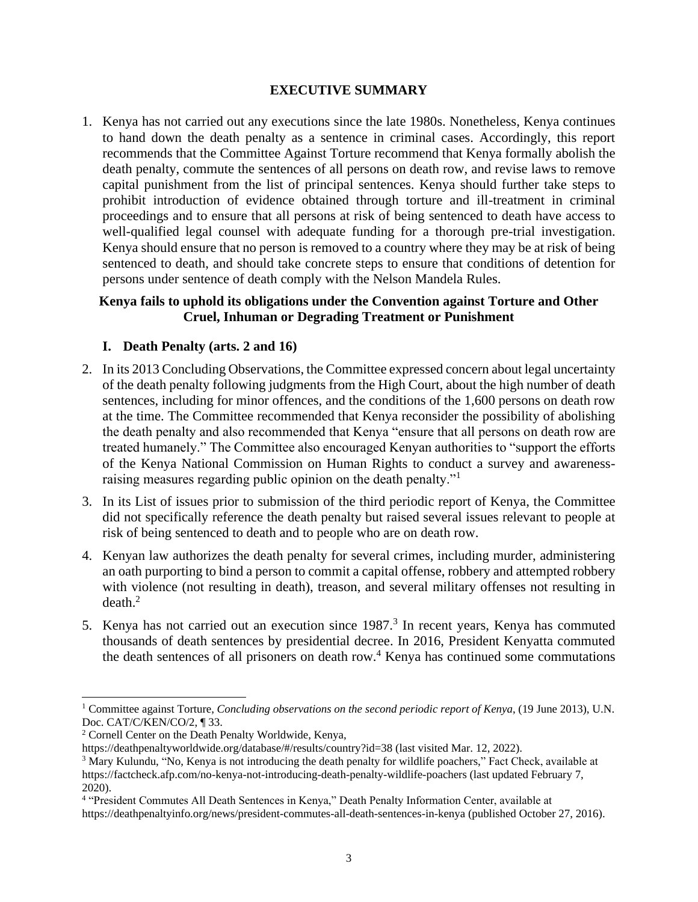## EXECUTIVE SUMMARY

1. Kenya has not carried out any executions since the late 1980s. Nonetheless, Kenya continues to hand down the death penalty as a sentence in criminal cases. Accordingly, this report recommends that the Committee Against Torture recommend that Kenya formally abolish the death penalty, commute the sentences of all persons on death row, and revise laws to remove capital punishment from the list of principal sentences. Kenya should further take steps to prohibit introduction of evidence obtained through torture and ill-treatment in criminal proceedings and to ensure that all persons at risk of being sentenced to death have access to well-qualified legal counsel with adequate funding for a thorough pre-trial investigation. Kenya should ensure that no person is removed to a country where they may be at risk of being sentenced to death, and should take concrete steps to ensure that conditions of detention for persons under sentence of death comply with the Nelson Mandela Rules.

### Kenya fails to uphold its obligations under the Convention against Torture and Other Cruel, Inhuman or Degrading Treatment or Punishment

#### I. Death Penalty (arts. 2 and 16)

2. In its 2013 Concluding Observations, the Committee expressed concern about legal uncertainty of the death penalty following judgments from the High Court, about the high number of death sentences, including for minor offences, and the conditions of the 1,600 persons on death row at the time. The Committee recommended that Kenya reconsider the possibility of abolishing the death penalty and also recommended that Kenya "ensure that all persons on death row are treated humanely." The Committee also encouraged Kenyan authorities to "support the efforts of the Kenya National Commission on Human Rights to conduct a survey and awareness-raising measures regarding public opinion on the death penalty."[1]

3. In its List of issues prior to submission of the third periodic report of Kenya, the Committee did not specifically reference the death penalty but raised several issues relevant to people at risk of being sentenced to death and to people who are on death row.

4. Kenyan law authorizes the death penalty for several crimes, including murder, administering an oath purporting to bind a person to commit a capital offense, robbery and attempted robbery with violence (not resulting in death), treason, and several military offenses not resulting in death.[2]

5. Kenya has not carried out an execution since 1987.[3] In recent years, Kenya has commuted thousands of death sentences by presidential decree. In 2016, President Kenyatta commuted the death sentences of all prisoners on death row.[4] Kenya has continued some commutations

---

[1] Committee against Torture, *Concluding observations on the second periodic report of Kenya*, (19 June 2013), U.N. Doc. CAT/C/KEN/CO/2, ¶ 33.

[2] Cornell Center on the Death Penalty Worldwide, Kenya, https://deathpenaltyworldwide.org/database/#/results/country?id=38 (last visited Mar. 12, 2022).

[3] Mary Kulundu, "No, Kenya is not introducing the death penalty for wildlife poachers," Fact Check, available at https://factcheck.afp.com/no-kenya-not-introducing-death-penalty-wildlife-poachers (last updated February 7, 2020).

[4] "President Commutes All Death Sentences in Kenya," Death Penalty Information Center, available at https://deathpenaltyinfo.org/news/president-commutes-all-death-sentences-in-kenya (published October 27, 2016).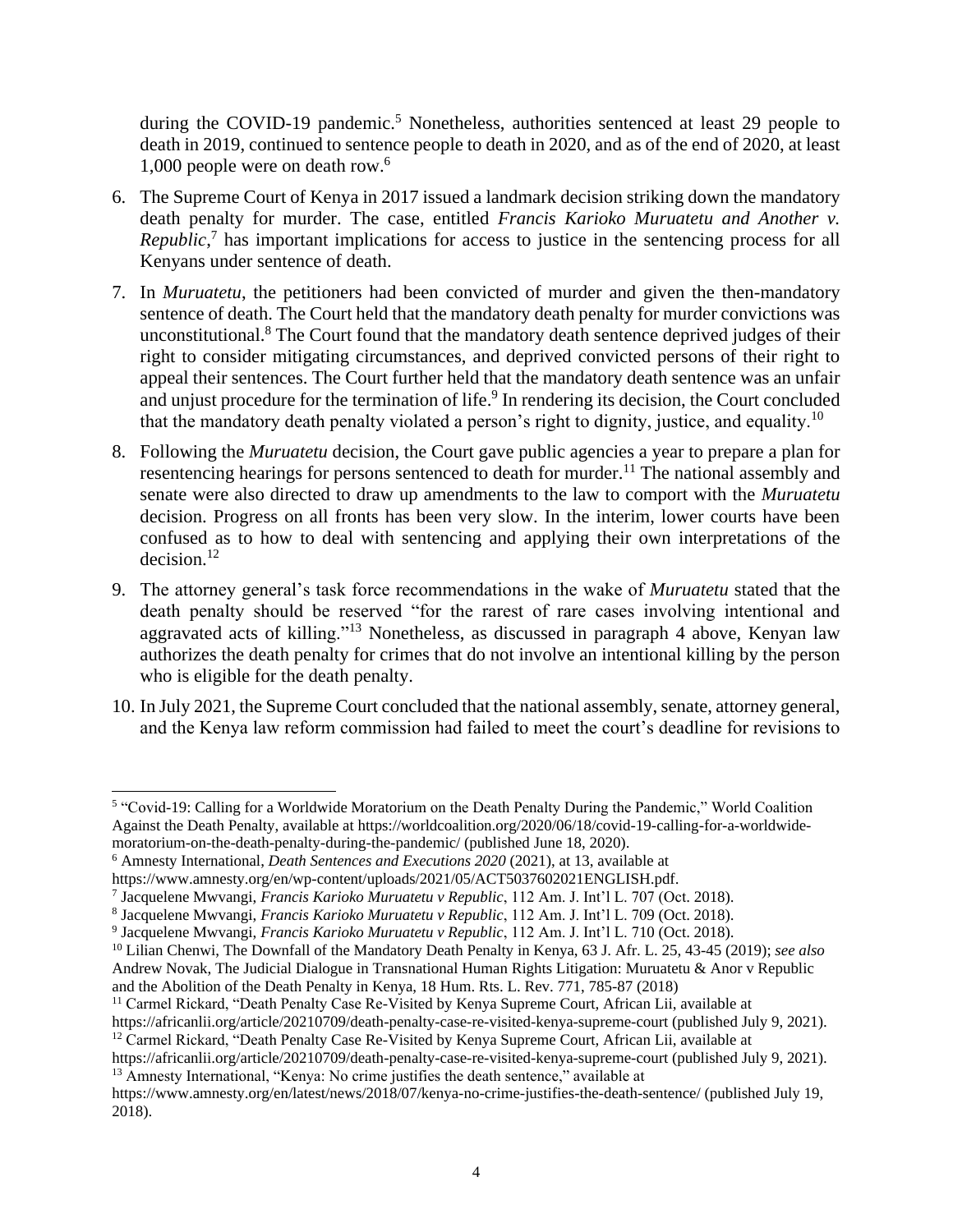during the COVID-19 pandemic.[5] Nonetheless, authorities sentenced at least 29 people to death in 2019, continued to sentence people to death in 2020, and as of the end of 2020, at least 1,000 people were on death row.[6]

6. The Supreme Court of Kenya in 2017 issued a landmark decision striking down the mandatory death penalty for murder. The case, entitled *Francis Karioko Muruatetu and Another v. Republic*,[7] has important implications for access to justice in the sentencing process for all Kenyans under sentence of death.

7. In *Muruatetu*, the petitioners had been convicted of murder and given the then-mandatory sentence of death. The Court held that the mandatory death penalty for murder convictions was unconstitutional.[8] The Court found that the mandatory death sentence deprived judges of their right to consider mitigating circumstances, and deprived convicted persons of their right to appeal their sentences. The Court further held that the mandatory death sentence was an unfair and unjust procedure for the termination of life.[9] In rendering its decision, the Court concluded that the mandatory death penalty violated a person's right to dignity, justice, and equality.[10]

8. Following the *Muruatetu* decision, the Court gave public agencies a year to prepare a plan for resentencing hearings for persons sentenced to death for murder.[11] The national assembly and senate were also directed to draw up amendments to the law to comport with the *Muruatetu* decision. Progress on all fronts has been very slow. In the interim, lower courts have been confused as to how to deal with sentencing and applying their own interpretations of the decision.[12]

9. The attorney general's task force recommendations in the wake of *Muruatetu* stated that the death penalty should be reserved "for the rarest of rare cases involving intentional and aggravated acts of killing."[13] Nonetheless, as discussed in paragraph 4 above, Kenyan law authorizes the death penalty for crimes that do not involve an intentional killing by the person who is eligible for the death penalty.

10. In July 2021, the Supreme Court concluded that the national assembly, senate, attorney general, and the Kenya law reform commission had failed to meet the court's deadline for revisions to

---

[5] "Covid-19: Calling for a Worldwide Moratorium on the Death Penalty During the Pandemic," World Coalition Against the Death Penalty, available at https://worldcoalition.org/2020/06/18/covid-19-calling-for-a-worldwide-moratorium-on-the-death-penalty-during-the-pandemic/ (published June 18, 2020).

[6] Amnesty International, *Death Sentences and Executions 2020* (2021), at 13, available at https://www.amnesty.org/en/wp-content/uploads/2021/05/ACT5037602021ENGLISH.pdf.

[7] Jacquelene Mwvangi, *Francis Karioko Muruatetu v Republic*, 112 Am. J. Int'l L. 707 (Oct. 2018).

[8] Jacquelene Mwvangi, *Francis Karioko Muruatetu v Republic*, 112 Am. J. Int'l L. 709 (Oct. 2018).

[9] Jacquelene Mwvangi, *Francis Karioko Muruatetu v Republic*, 112 Am. J. Int'l L. 710 (Oct. 2018).

[10] Lilian Chenwi, The Downfall of the Mandatory Death Penalty in Kenya, 63 J. Afr. L. 25, 43-45 (2019); *see also* Andrew Novak, The Judicial Dialogue in Transnational Human Rights Litigation: Muruatetu & Anor v Republic and the Abolition of the Death Penalty in Kenya, 18 Hum. Rts. L. Rev. 771, 785-87 (2018)

[11] Carmel Rickard, "Death Penalty Case Re-Visited by Kenya Supreme Court, African Lii, available at https://africanlii.org/article/20210709/death-penalty-case-re-visited-kenya-supreme-court (published July 9, 2021).

[12] Carmel Rickard, "Death Penalty Case Re-Visited by Kenya Supreme Court, African Lii, available at https://africanlii.org/article/20210709/death-penalty-case-re-visited-kenya-supreme-court (published July 9, 2021).

[13] Amnesty International, "Kenya: No crime justifies the death sentence," available at https://www.amnesty.org/en/latest/news/2018/07/kenya-no-crime-justifies-the-death-sentence/ (published July 19, 2018).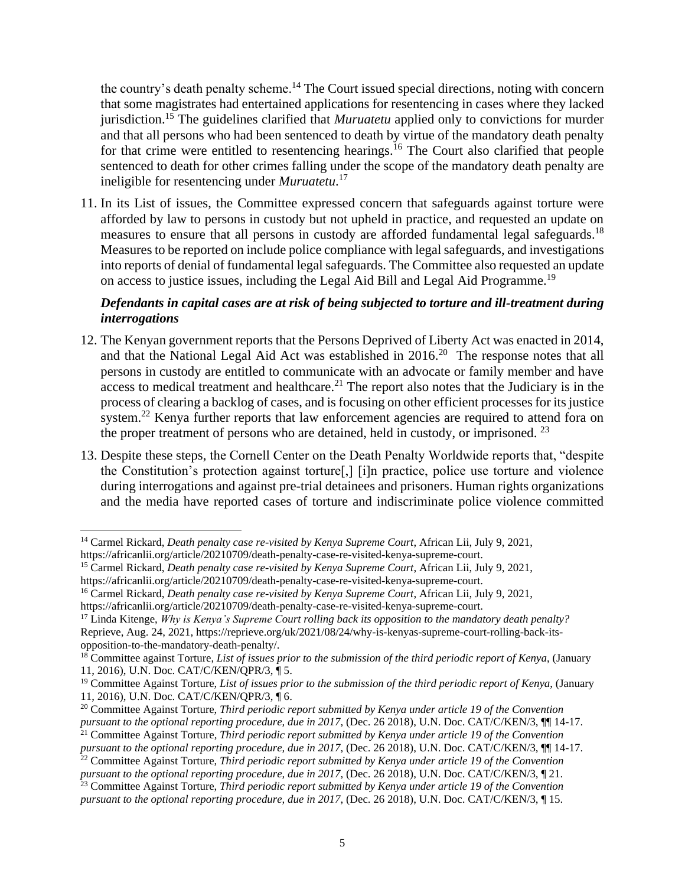the country's death penalty scheme.[14] The Court issued special directions, noting with concern that some magistrates had entertained applications for resentencing in cases where they lacked jurisdiction.[15] The guidelines clarified that *Muruatetu* applied only to convictions for murder and that all persons who had been sentenced to death by virtue of the mandatory death penalty for that crime were entitled to resentencing hearings.[16] The Court also clarified that people sentenced to death for other crimes falling under the scope of the mandatory death penalty are ineligible for resentencing under *Muruatetu*.[17]

11. In its List of issues, the Committee expressed concern that safeguards against torture were afforded by law to persons in custody but not upheld in practice, and requested an update on measures to ensure that all persons in custody are afforded fundamental legal safeguards.[18] Measures to be reported on include police compliance with legal safeguards, and investigations into reports of denial of fundamental legal safeguards. The Committee also requested an update on access to justice issues, including the Legal Aid Bill and Legal Aid Programme.[19]

***Defendants in capital cases are at risk of being subjected to torture and ill-treatment during interrogations***

12. The Kenyan government reports that the Persons Deprived of Liberty Act was enacted in 2014, and that the National Legal Aid Act was established in 2016.[20] The response notes that all persons in custody are entitled to communicate with an advocate or family member and have access to medical treatment and healthcare.[21] The report also notes that the Judiciary is in the process of clearing a backlog of cases, and is focusing on other efficient processes for its justice system.[22] Kenya further reports that law enforcement agencies are required to attend fora on the proper treatment of persons who are detained, held in custody, or imprisoned.[23]

13. Despite these steps, the Cornell Center on the Death Penalty Worldwide reports that, "despite the Constitution's protection against torture[,] [i]n practice, police use torture and violence during interrogations and against pre-trial detainees and prisoners. Human rights organizations and the media have reported cases of torture and indiscriminate police violence committed

---

[14] Carmel Rickard, *Death penalty case re-visited by Kenya Supreme Court*, African Lii, July 9, 2021, https://africanlii.org/article/20210709/death-penalty-case-re-visited-kenya-supreme-court.

[15] Carmel Rickard, *Death penalty case re-visited by Kenya Supreme Court*, African Lii, July 9, 2021, https://africanlii.org/article/20210709/death-penalty-case-re-visited-kenya-supreme-court.

[16] Carmel Rickard, *Death penalty case re-visited by Kenya Supreme Court*, African Lii, July 9, 2021, https://africanlii.org/article/20210709/death-penalty-case-re-visited-kenya-supreme-court.

[17] Linda Kitenge, *Why is Kenya's Supreme Court rolling back its opposition to the mandatory death penalty?* Reprieve, Aug. 24, 2021, https://reprieve.org/uk/2021/08/24/why-is-kenyas-supreme-court-rolling-back-its-opposition-to-the-mandatory-death-penalty/.

[18] Committee against Torture, *List of issues prior to the submission of the third periodic report of Kenya*, (January 11, 2016), U.N. Doc. CAT/C/KEN/QPR/3, ¶ 5.

[19] Committee Against Torture, *List of issues prior to the submission of the third periodic report of Kenya*, (January 11, 2016), U.N. Doc. CAT/C/KEN/QPR/3, ¶ 6.

[20] Committee Against Torture, *Third periodic report submitted by Kenya under article 19 of the Convention pursuant to the optional reporting procedure, due in 2017*, (Dec. 26 2018), U.N. Doc. CAT/C/KEN/3, ¶¶ 14-17.

[21] Committee Against Torture, *Third periodic report submitted by Kenya under article 19 of the Convention pursuant to the optional reporting procedure, due in 2017*, (Dec. 26 2018), U.N. Doc. CAT/C/KEN/3, ¶¶ 14-17.

[22] Committee Against Torture, *Third periodic report submitted by Kenya under article 19 of the Convention pursuant to the optional reporting procedure, due in 2017*, (Dec. 26 2018), U.N. Doc. CAT/C/KEN/3, ¶ 21.

[23] Committee Against Torture, *Third periodic report submitted by Kenya under article 19 of the Convention pursuant to the optional reporting procedure, due in 2017*, (Dec. 26 2018), U.N. Doc. CAT/C/KEN/3, ¶ 15.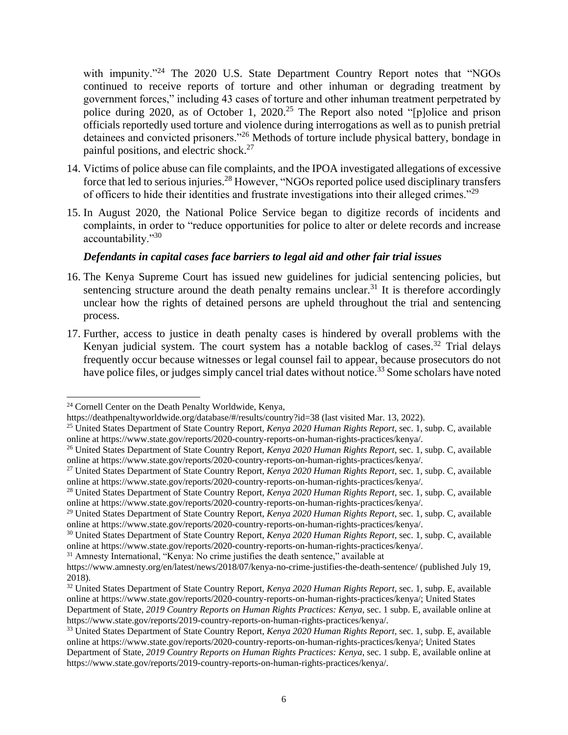with impunity."[24] The 2020 U.S. State Department Country Report notes that "NGOs continued to receive reports of torture and other inhuman or degrading treatment by government forces," including 43 cases of torture and other inhuman treatment perpetrated by police during 2020, as of October 1, 2020.[25] The Report also noted "[p]olice and prison officials reportedly used torture and violence during interrogations as well as to punish pretrial detainees and convicted prisoners."[26] Methods of torture include physical battery, bondage in painful positions, and electric shock.[27]

14. Victims of police abuse can file complaints, and the IPOA investigated allegations of excessive force that led to serious injuries.[28] However, "NGOs reported police used disciplinary transfers of officers to hide their identities and frustrate investigations into their alleged crimes."[29]

15. In August 2020, the National Police Service began to digitize records of incidents and complaints, in order to "reduce opportunities for police to alter or delete records and increase accountability."[30]

***Defendants in capital cases face barriers to legal aid and other fair trial issues***

16. The Kenya Supreme Court has issued new guidelines for judicial sentencing policies, but sentencing structure around the death penalty remains unclear.[31] It is therefore accordingly unclear how the rights of detained persons are upheld throughout the trial and sentencing process.

17. Further, access to justice in death penalty cases is hindered by overall problems with the Kenyan judicial system. The court system has a notable backlog of cases.[32] Trial delays frequently occur because witnesses or legal counsel fail to appear, because prosecutors do not have police files, or judges simply cancel trial dates without notice.[33] Some scholars have noted

---

[24] Cornell Center on the Death Penalty Worldwide, Kenya, https://deathpenaltyworldwide.org/database/#/results/country?id=38 (last visited Mar. 13, 2022).

[25] United States Department of State Country Report, *Kenya 2020 Human Rights Report*, sec. 1, subp. C, available online at https://www.state.gov/reports/2020-country-reports-on-human-rights-practices/kenya/.

[26] United States Department of State Country Report, *Kenya 2020 Human Rights Report*, sec. 1, subp. C, available online at https://www.state.gov/reports/2020-country-reports-on-human-rights-practices/kenya/.

[27] United States Department of State Country Report, *Kenya 2020 Human Rights Report*, sec. 1, subp. C, available online at https://www.state.gov/reports/2020-country-reports-on-human-rights-practices/kenya/.

[28] United States Department of State Country Report, *Kenya 2020 Human Rights Report*, sec. 1, subp. C, available online at https://www.state.gov/reports/2020-country-reports-on-human-rights-practices/kenya/.

[29] United States Department of State Country Report, *Kenya 2020 Human Rights Report*, sec. 1, subp. C, available online at https://www.state.gov/reports/2020-country-reports-on-human-rights-practices/kenya/.

[30] United States Department of State Country Report, *Kenya 2020 Human Rights Report*, sec. 1, subp. C, available online at https://www.state.gov/reports/2020-country-reports-on-human-rights-practices/kenya/.

[31] Amnesty International, "Kenya: No crime justifies the death sentence," available at https://www.amnesty.org/en/latest/news/2018/07/kenya-no-crime-justifies-the-death-sentence/ (published July 19, 2018).

[32] United States Department of State Country Report, *Kenya 2020 Human Rights Report*, sec. 1, subp. E, available online at https://www.state.gov/reports/2020-country-reports-on-human-rights-practices/kenya/; United States Department of State, *2019 Country Reports on Human Rights Practices: Kenya*, sec. 1 subp. E, available online at https://www.state.gov/reports/2019-country-reports-on-human-rights-practices/kenya/.

[33] United States Department of State Country Report, *Kenya 2020 Human Rights Report*, sec. 1, subp. E, available online at https://www.state.gov/reports/2020-country-reports-on-human-rights-practices/kenya/; United States Department of State, *2019 Country Reports on Human Rights Practices: Kenya*, sec. 1 subp. E, available online at https://www.state.gov/reports/2019-country-reports-on-human-rights-practices/kenya/.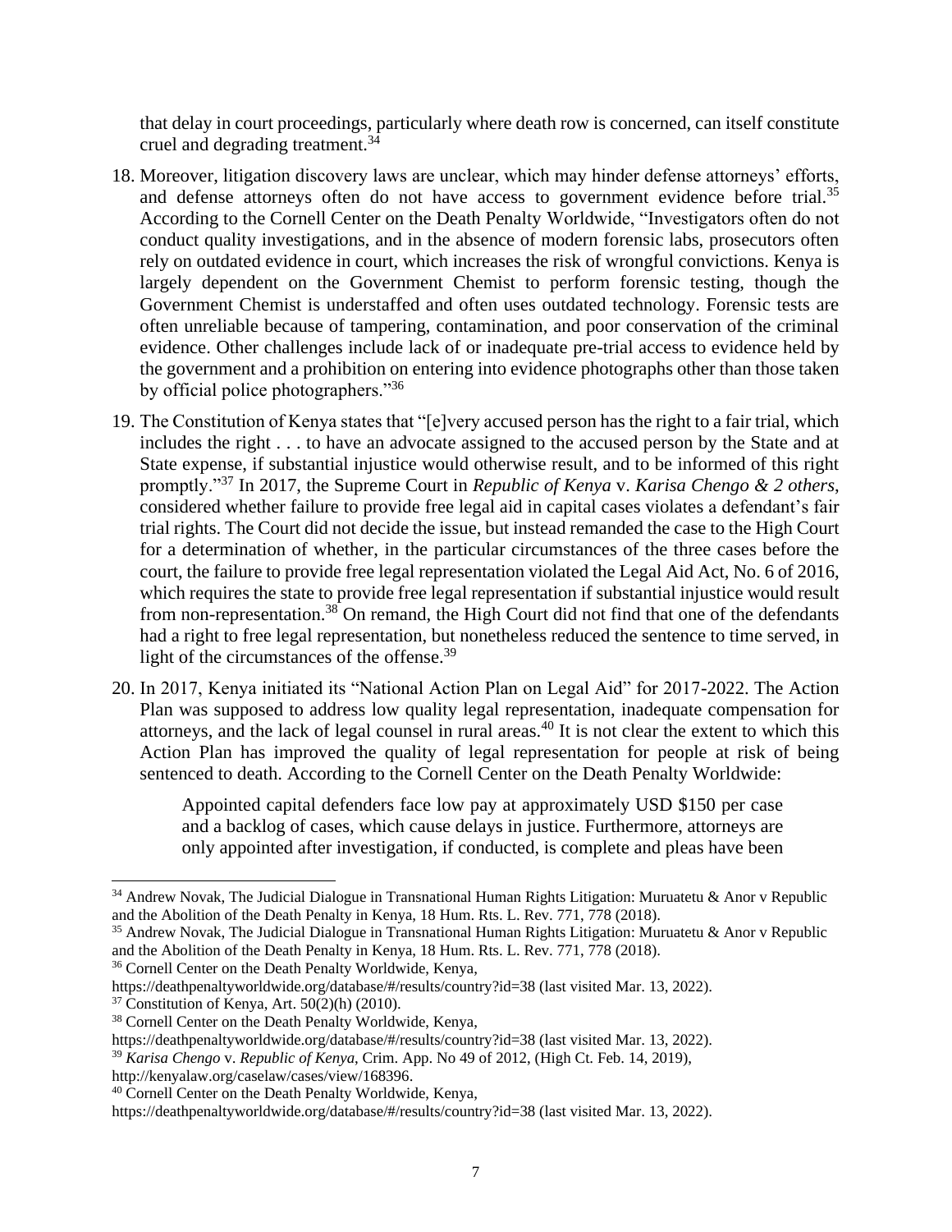that delay in court proceedings, particularly where death row is concerned, can itself constitute cruel and degrading treatment.[34]

18. Moreover, litigation discovery laws are unclear, which may hinder defense attorneys' efforts, and defense attorneys often do not have access to government evidence before trial.[35] According to the Cornell Center on the Death Penalty Worldwide, "Investigators often do not conduct quality investigations, and in the absence of modern forensic labs, prosecutors often rely on outdated evidence in court, which increases the risk of wrongful convictions. Kenya is largely dependent on the Government Chemist to perform forensic testing, though the Government Chemist is understaffed and often uses outdated technology. Forensic tests are often unreliable because of tampering, contamination, and poor conservation of the criminal evidence. Other challenges include lack of or inadequate pre-trial access to evidence held by the government and a prohibition on entering into evidence photographs other than those taken by official police photographers."[36]

19. The Constitution of Kenya states that "[e]very accused person has the right to a fair trial, which includes the right . . . to have an advocate assigned to the accused person by the State and at State expense, if substantial injustice would otherwise result, and to be informed of this right promptly."[37] In 2017, the Supreme Court in *Republic of Kenya* v. *Karisa Chengo & 2 others*, considered whether failure to provide free legal aid in capital cases violates a defendant's fair trial rights. The Court did not decide the issue, but instead remanded the case to the High Court for a determination of whether, in the particular circumstances of the three cases before the court, the failure to provide free legal representation violated the Legal Aid Act, No. 6 of 2016, which requires the state to provide free legal representation if substantial injustice would result from non-representation.[38] On remand, the High Court did not find that one of the defendants had a right to free legal representation, but nonetheless reduced the sentence to time served, in light of the circumstances of the offense.[39]

20. In 2017, Kenya initiated its "National Action Plan on Legal Aid" for 2017-2022. The Action Plan was supposed to address low quality legal representation, inadequate compensation for attorneys, and the lack of legal counsel in rural areas.[40] It is not clear the extent to which this Action Plan has improved the quality of legal representation for people at risk of being sentenced to death. According to the Cornell Center on the Death Penalty Worldwide:

> Appointed capital defenders face low pay at approximately USD $150 per case and a backlog of cases, which cause delays in justice. Furthermore, attorneys are only appointed after investigation, if conducted, is complete and pleas have been

---

[34] Andrew Novak, The Judicial Dialogue in Transnational Human Rights Litigation: Muruatetu & Anor v Republic and the Abolition of the Death Penalty in Kenya, 18 Hum. Rts. L. Rev. 771, 778 (2018).

[35] Andrew Novak, The Judicial Dialogue in Transnational Human Rights Litigation: Muruatetu & Anor v Republic and the Abolition of the Death Penalty in Kenya, 18 Hum. Rts. L. Rev. 771, 778 (2018).

[36] Cornell Center on the Death Penalty Worldwide, Kenya, https://deathpenaltyworldwide.org/database/#/results/country?id=38 (last visited Mar. 13, 2022).

[37] Constitution of Kenya, Art. 50(2)(h) (2010).

[38] Cornell Center on the Death Penalty Worldwide, Kenya, https://deathpenaltyworldwide.org/database/#/results/country?id=38 (last visited Mar. 13, 2022).

[39] *Karisa Chengo* v. *Republic of Kenya*, Crim. App. No 49 of 2012, (High Ct. Feb. 14, 2019), http://kenyalaw.org/caselaw/cases/view/168396.

[40] Cornell Center on the Death Penalty Worldwide, Kenya, https://deathpenaltyworldwide.org/database/#/results/country?id=38 (last visited Mar. 13, 2022).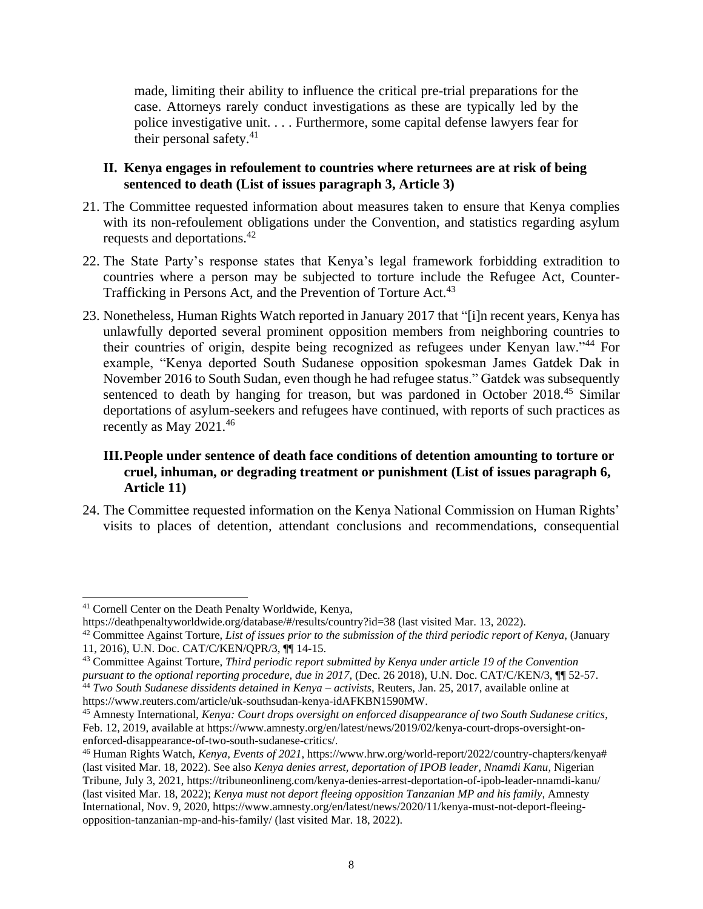made, limiting their ability to influence the critical pre-trial preparations for the case. Attorneys rarely conduct investigations as these are typically led by the police investigative unit. . . . Furthermore, some capital defense lawyers fear for their personal safety.[41]

### II. Kenya engages in refoulement to countries where returnees are at risk of being sentenced to death (List of issues paragraph 3, Article 3)

21. The Committee requested information about measures taken to ensure that Kenya complies with its non-refoulement obligations under the Convention, and statistics regarding asylum requests and deportations.[42]

22. The State Party's response states that Kenya's legal framework forbidding extradition to countries where a person may be subjected to torture include the Refugee Act, Counter-Trafficking in Persons Act, and the Prevention of Torture Act.[43]

23. Nonetheless, Human Rights Watch reported in January 2017 that "[i]n recent years, Kenya has unlawfully deported several prominent opposition members from neighboring countries to their countries of origin, despite being recognized as refugees under Kenyan law."[44] For example, "Kenya deported South Sudanese opposition spokesman James Gatdek Dak in November 2016 to South Sudan, even though he had refugee status." Gatdek was subsequently sentenced to death by hanging for treason, but was pardoned in October 2018.[45] Similar deportations of asylum-seekers and refugees have continued, with reports of such practices as recently as May 2021.[46]

### III. People under sentence of death face conditions of detention amounting to torture or cruel, inhuman, or degrading treatment or punishment (List of issues paragraph 6, Article 11)

24. The Committee requested information on the Kenya National Commission on Human Rights' visits to places of detention, attendant conclusions and recommendations, consequential

---

[41] Cornell Center on the Death Penalty Worldwide, Kenya, https://deathpenaltyworldwide.org/database/#/results/country?id=38 (last visited Mar. 13, 2022).

[42] Committee Against Torture, *List of issues prior to the submission of the third periodic report of Kenya*, (January 11, 2016), U.N. Doc. CAT/C/KEN/QPR/3, ¶¶ 14-15.

[43] Committee Against Torture, *Third periodic report submitted by Kenya under article 19 of the Convention pursuant to the optional reporting procedure, due in 2017*, (Dec. 26 2018), U.N. Doc. CAT/C/KEN/3, ¶¶ 52-57.

[44] *Two South Sudanese dissidents detained in Kenya – activists*, Reuters, Jan. 25, 2017, available online at https://www.reuters.com/article/uk-southsudan-kenya-idAFKBN1590MW.

[45] Amnesty International, *Kenya: Court drops oversight on enforced disappearance of two South Sudanese critics*, Feb. 12, 2019, available at https://www.amnesty.org/en/latest/news/2019/02/kenya-court-drops-oversight-on-enforced-disappearance-of-two-south-sudanese-critics/.

[46] Human Rights Watch, *Kenya, Events of 2021*, https://www.hrw.org/world-report/2022/country-chapters/kenya# (last visited Mar. 18, 2022). See also *Kenya denies arrest, deportation of IPOB leader, Nnamdi Kanu*, Nigerian Tribune, July 3, 2021, https://tribuneonlineng.com/kenya-denies-arrest-deportation-of-ipob-leader-nnamdi-kanu/ (last visited Mar. 18, 2022); *Kenya must not deport fleeing opposition Tanzanian MP and his family*, Amnesty International, Nov. 9, 2020, https://www.amnesty.org/en/latest/news/2020/11/kenya-must-not-deport-fleeing-opposition-tanzanian-mp-and-his-family/ (last visited Mar. 18, 2022).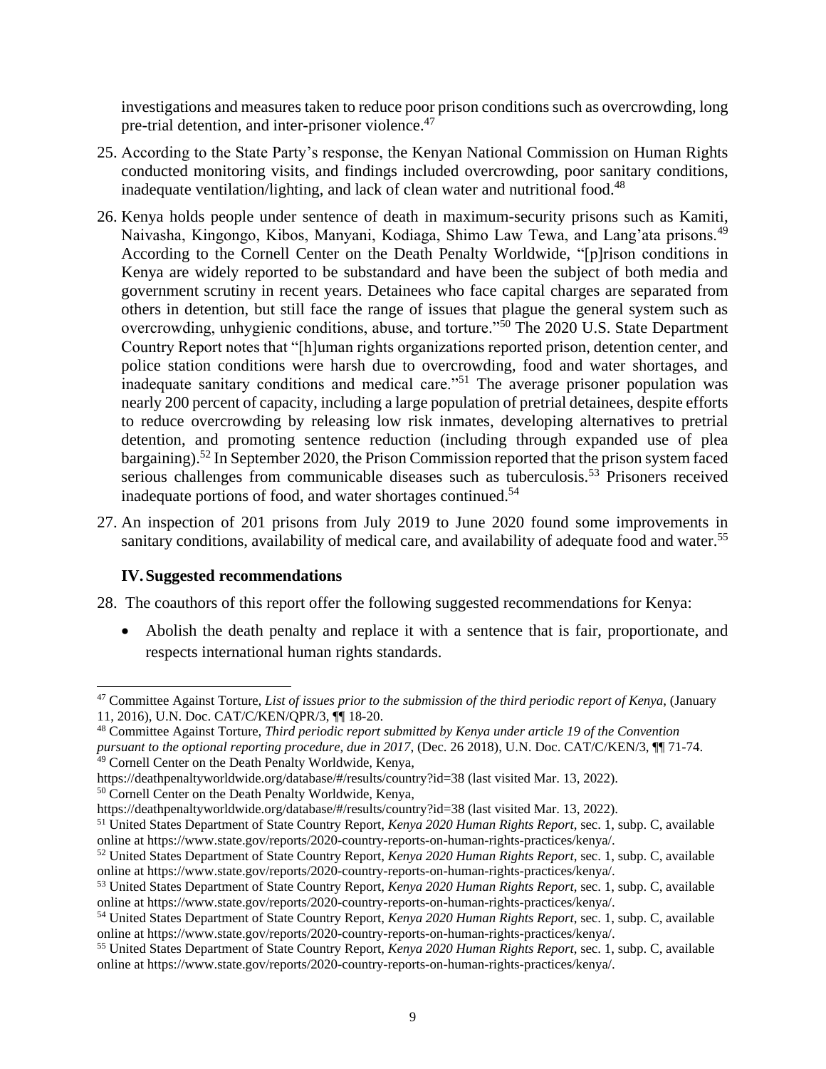investigations and measures taken to reduce poor prison conditions such as overcrowding, long pre-trial detention, and inter-prisoner violence.[47]

25. According to the State Party's response, the Kenyan National Commission on Human Rights conducted monitoring visits, and findings included overcrowding, poor sanitary conditions, inadequate ventilation/lighting, and lack of clean water and nutritional food.[48]

26. Kenya holds people under sentence of death in maximum-security prisons such as Kamiti, Naivasha, Kingongo, Kibos, Manyani, Kodiaga, Shimo Law Tewa, and Lang'ata prisons.[49] According to the Cornell Center on the Death Penalty Worldwide, "[p]rison conditions in Kenya are widely reported to be substandard and have been the subject of both media and government scrutiny in recent years. Detainees who face capital charges are separated from others in detention, but still face the range of issues that plague the general system such as overcrowding, unhygienic conditions, abuse, and torture."[50] The 2020 U.S. State Department Country Report notes that "[h]uman rights organizations reported prison, detention center, and police station conditions were harsh due to overcrowding, food and water shortages, and inadequate sanitary conditions and medical care."[51] The average prisoner population was nearly 200 percent of capacity, including a large population of pretrial detainees, despite efforts to reduce overcrowding by releasing low risk inmates, developing alternatives to pretrial detention, and promoting sentence reduction (including through expanded use of plea bargaining).[52] In September 2020, the Prison Commission reported that the prison system faced serious challenges from communicable diseases such as tuberculosis.[53] Prisoners received inadequate portions of food, and water shortages continued.[54]

27. An inspection of 201 prisons from July 2019 to June 2020 found some improvements in sanitary conditions, availability of medical care, and availability of adequate food and water.[55]

## IV. Suggested recommendations

28. The coauthors of this report offer the following suggested recommendations for Kenya:

- Abolish the death penalty and replace it with a sentence that is fair, proportionate, and respects international human rights standards.

---

[47] Committee Against Torture, *List of issues prior to the submission of the third periodic report of Kenya*, (January 11, 2016), U.N. Doc. CAT/C/KEN/QPR/3, ¶¶ 18-20.

[48] Committee Against Torture, *Third periodic report submitted by Kenya under article 19 of the Convention pursuant to the optional reporting procedure, due in 2017*, (Dec. 26 2018), U.N. Doc. CAT/C/KEN/3, ¶¶ 71-74.

[49] Cornell Center on the Death Penalty Worldwide, Kenya, https://deathpenaltyworldwide.org/database/#/results/country?id=38 (last visited Mar. 13, 2022).

[50] Cornell Center on the Death Penalty Worldwide, Kenya, https://deathpenaltyworldwide.org/database/#/results/country?id=38 (last visited Mar. 13, 2022).

[51] United States Department of State Country Report, *Kenya 2020 Human Rights Report*, sec. 1, subp. C, available online at https://www.state.gov/reports/2020-country-reports-on-human-rights-practices/kenya/.

[52] United States Department of State Country Report, *Kenya 2020 Human Rights Report*, sec. 1, subp. C, available online at https://www.state.gov/reports/2020-country-reports-on-human-rights-practices/kenya/.

[53] United States Department of State Country Report, *Kenya 2020 Human Rights Report*, sec. 1, subp. C, available online at https://www.state.gov/reports/2020-country-reports-on-human-rights-practices/kenya/.

[54] United States Department of State Country Report, *Kenya 2020 Human Rights Report*, sec. 1, subp. C, available online at https://www.state.gov/reports/2020-country-reports-on-human-rights-practices/kenya/.

[55] United States Department of State Country Report, *Kenya 2020 Human Rights Report*, sec. 1, subp. C, available online at https://www.state.gov/reports/2020-country-reports-on-human-rights-practices/kenya/.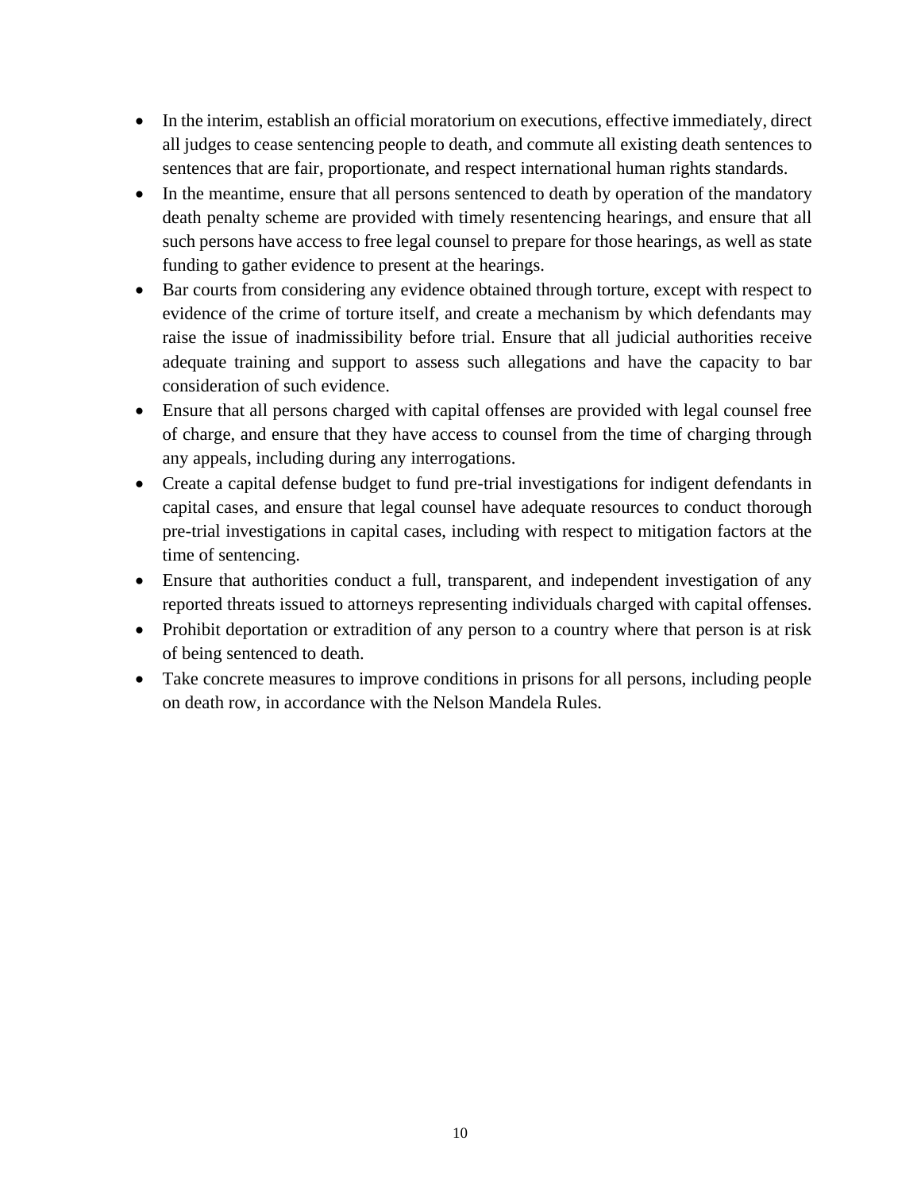- In the interim, establish an official moratorium on executions, effective immediately, direct all judges to cease sentencing people to death, and commute all existing death sentences to sentences that are fair, proportionate, and respect international human rights standards.
- In the meantime, ensure that all persons sentenced to death by operation of the mandatory death penalty scheme are provided with timely resentencing hearings, and ensure that all such persons have access to free legal counsel to prepare for those hearings, as well as state funding to gather evidence to present at the hearings.
- Bar courts from considering any evidence obtained through torture, except with respect to evidence of the crime of torture itself, and create a mechanism by which defendants may raise the issue of inadmissibility before trial. Ensure that all judicial authorities receive adequate training and support to assess such allegations and have the capacity to bar consideration of such evidence.
- Ensure that all persons charged with capital offenses are provided with legal counsel free of charge, and ensure that they have access to counsel from the time of charging through any appeals, including during any interrogations.
- Create a capital defense budget to fund pre-trial investigations for indigent defendants in capital cases, and ensure that legal counsel have adequate resources to conduct thorough pre-trial investigations in capital cases, including with respect to mitigation factors at the time of sentencing.
- Ensure that authorities conduct a full, transparent, and independent investigation of any reported threats issued to attorneys representing individuals charged with capital offenses.
- Prohibit deportation or extradition of any person to a country where that person is at risk of being sentenced to death.
- Take concrete measures to improve conditions in prisons for all persons, including people on death row, in accordance with the Nelson Mandela Rules.